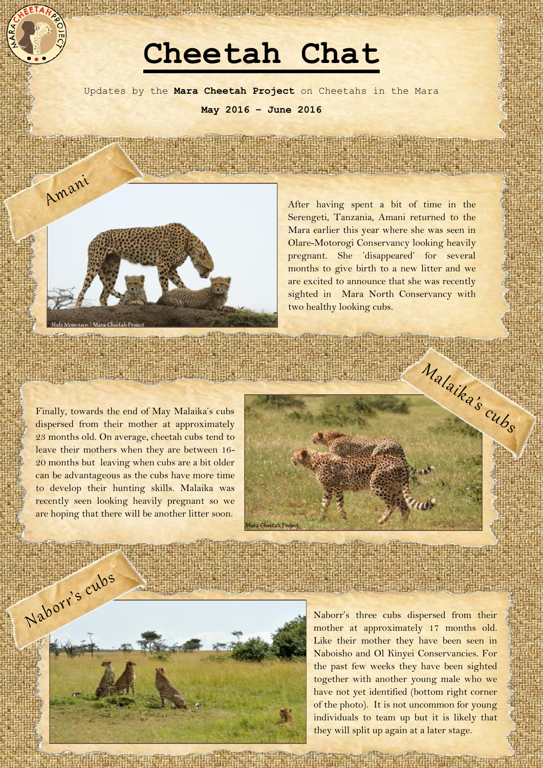# Cheetah Chat

Updates by the **Mara Cheetah Project** on Cheetahs in the Mara

**May 2016 – June 2016**

## Amani

After having spent a bit of time in the Serengeti, Tanzania, Amani returned to the Mara earlier this year where she was seen in Olare-Motorogi Conservancy looking heavily pregnant. She 'disappeared' for several months to give birth to a new litter and we are excited to announce that she was recently sighted in Mara North Conservancy with two healthy looking cubs.

## Malaika's cubs

Finally, towards the end of May Malaika's cubs dispersed from their mother at approximately 23 months old. On average, cheetah cubs tend to leave their mothers when they are between 16-20 months but leaving when cubs are a bit older can be advantageous as the cubs have more time to develop their hunting skills. Malaika was recently seen looking heavily pregnant so we are hoping that there will be another litter soon.

## Naborr's cubs

Naborr's three cubs dispersed from their mother at approximately 17 months old. Like their mother they have been seen in Naboisho and Ol Kinyei Conservancies. For the past few weeks they have been sighted together with another young male who we have not yet identified (bottom right corner of the photo). It is not uncommon for young individuals to team up but it is likely that they will split up again at a later stage.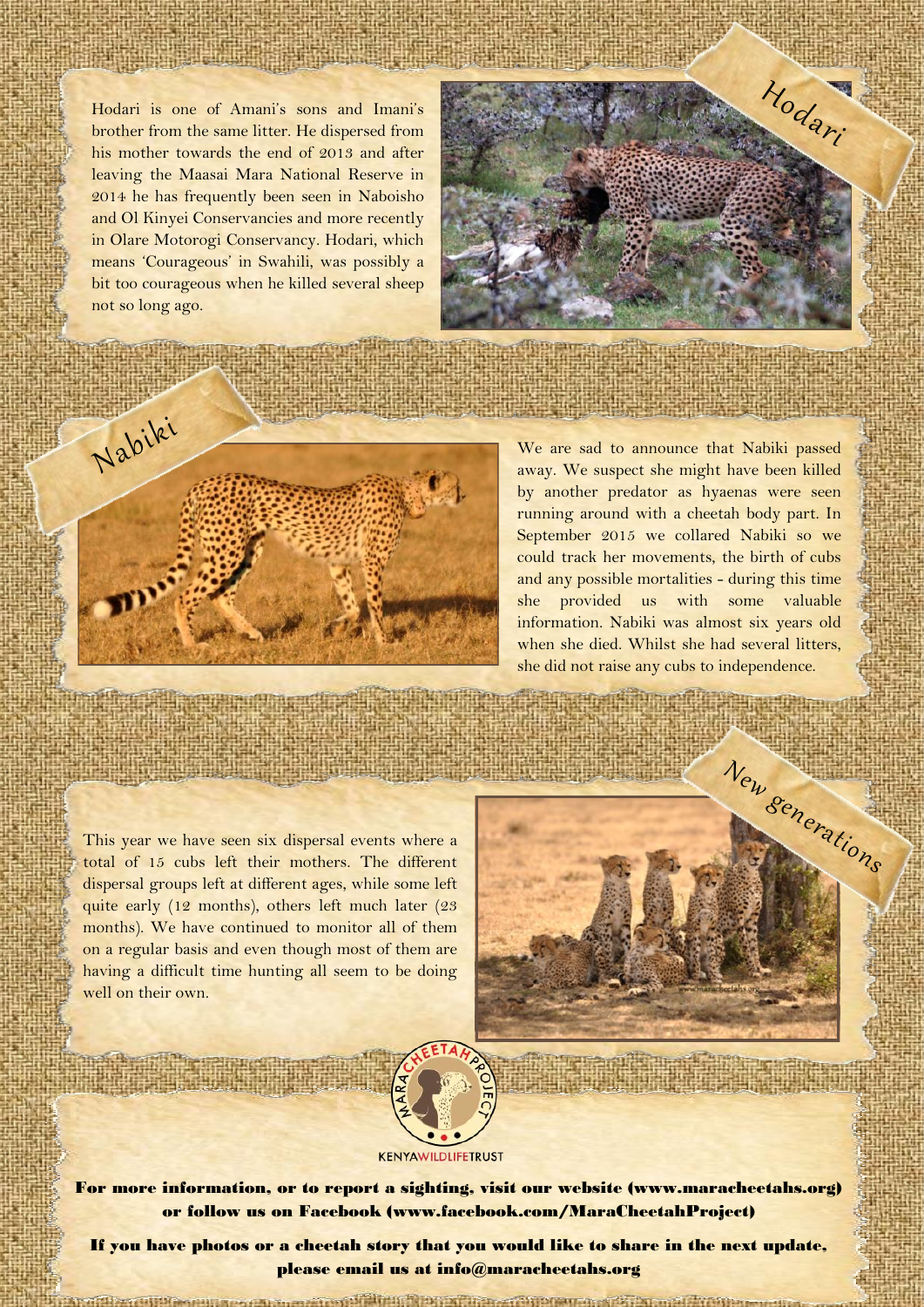## Hodari

Hodari is one of Amani's sons and Imani's brother from the same litter. He dispersed from his mother towards the end of 2013 and after leaving the Maasai Mara National Reserve in 2014 he has frequently been seen in Naboisho and Ol Kinyei Conservancies and more recently in Olare Motorogi Conservancy. Hodari, which means 'Courageous' in Swahili, was possibly a bit too courageous when he killed several sheep not so long ago.

## Nabiki

We are sad to announce that Nabiki passed away. We suspect she might have been killed by another predator as hyaenas were seen running around with a cheetah body part. In September 2015 we collared Nabiki so we could track her movements, the birth of cubs and any possible mortalities - during this time she provided us with some valuable information. Nabiki was almost six years old when she died. Whilst she had several litters, she did not raise any cubs to independence.

## New generations

This year we have seen six dispersal events where a total of 15 cubs left their mothers. The different dispersal groups left at different ages, while some left quite early (12 months), others left much later (23 months). We have continued to monitor all of them on a regular basis and even though most of them are having a difficult time hunting all seem to be doing well on their own.

MARA CHEETAH PROJECT

KENYA WILDLIFE TRUST

**For more information, or to report a sighting, visit our website (www.maracheetahs.org) or follow us on Facebook (www.facebook.com/MaraCheetahProject)**

**If you have photos or a cheetah story that you would like to share in the next update, please email us at info@maracheetahs.org**